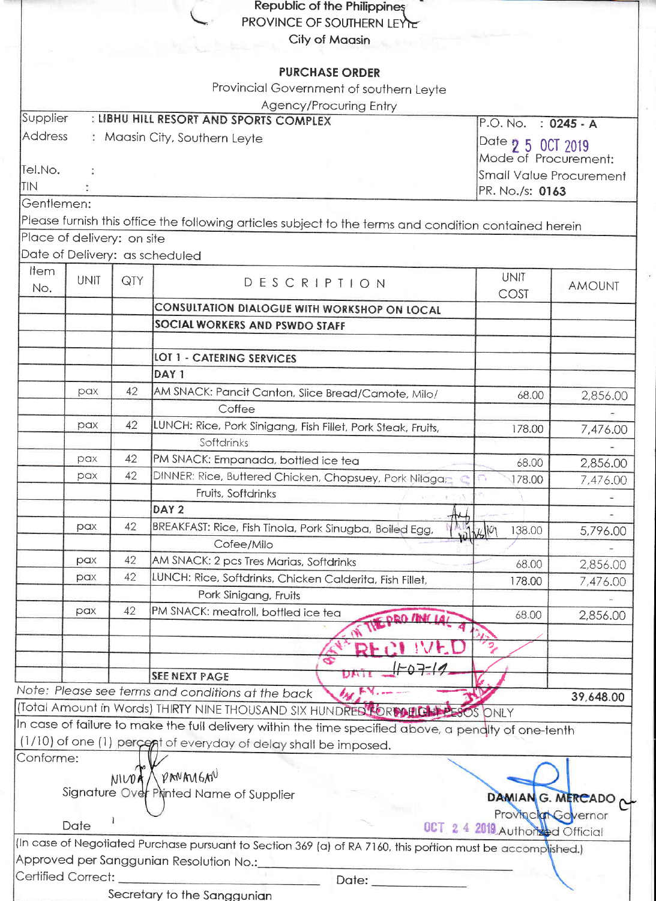Republic of the Philippines
PROVINCE OF SOUTHERN LEYTE
City of Maasin

## PURCHASE ORDER

Provincial Government of southern Leyte
Agency/Procuring Entry

| | |
|---|---|
| Supplier : LIBHU HILL RESORT AND SPORTS COMPLEX | P.O. No. : 0245 - A |
| Address : Maasin City, Southern Leyte | Date 25 OCT 2019 |
| Tel.No. : | Mode of Procurement: Small Value Procurement |
| TIN : | PR. No./s: 0163 |

Gentlemen:

Please furnish this office the following articles subject to the terms and condition contained herein

Place of delivery: on site

Date of Delivery: as scheduled

| Item No. | UNIT | QTY | DESCRIPTION | UNIT COST | AMOUNT |
|---|---|---|---|---|---|
| | | | **CONSULTATION DIALOGUE WITH WORKSHOP ON LOCAL** | | |
| | | | **SOCIAL WORKERS AND PSWDO STAFF** | | |
| | | | | | |
| | | | **LOT 1 - CATERING SERVICES** | | |
| | | | **DAY 1** | | |
| | pax | 42 | AM SNACK: Pancit Canton, Slice Bread/Camote, Milo/ | 68.00 | 2,856.00 |
| | | | Coffee | | - |
| | pax | 42 | LUNCH: Rice, Pork Sinigang, Fish Fillet, Pork Steak, Fruits, | 178.00 | 7,476.00 |
| | | | Softdrinks | | - |
| | pax | 42 | PM SNACK: Empanada, bottled ice tea | 68.00 | 2,856.00 |
| | pax | 42 | DINNER: Rice, Buttered Chicken, Chopsuey, Pork Nilaga | 178.00 | 7,476.00 |
| | | | Fruits, Softdrinks | | - |
| | | | **DAY 2** | | - |
| | pax | 42 | BREAKFAST: Rice, Fish Tinola, Pork Sinugba, Boiled Egg, | 138.00 | 5,796.00 |
| | | | Cofee/Milo | | - |
| | pax | 42 | AM SNACK: 2 pcs Tres Marias, Softdrinks | 68.00 | 2,856.00 |
| | pax | 42 | LUNCH: Rice, Softdrinks, Chicken Calderita, Fish Fillet, | 178.00 | 7,476.00 |
| | | | Pork Sinigang, Fruits | | - |
| | pax | 42 | PM SNACK: meatroll, bottled ice tea | 68.00 | 2,856.00 |
| | | | | | |
| | | | | | |
| | | | | | |
| | | | **SEE NEXT PAGE** | | |
| *Note: Please see terms and conditions at the back* | | | | | 39,648.00 |

(Total Amount in Words) THIRTY NINE THOUSAND SIX HUNDRED FORTY EIGHT PESOS ONLY

In case of failure to make the full delivery within the time specified above, a penalty of one-tenth (1/10) of one (1) percent of everyday of delay shall be imposed.

Conforme:

NILDA PANAMGAN
Signature Over Printed Name of Supplier

Date

**DAMIAN G. MERCADO**
Provincial Governor
OCT 24 2019 Authorized Official

(In case of Negotiated Purchase pursuant to Section 369 (a) of RA 7160, this portion must be accomplished.)

Approved per Sanggunian Resolution No.: ____________________

Certified Correct: ____________________ Date: ____________

Secretary to the Sanggunian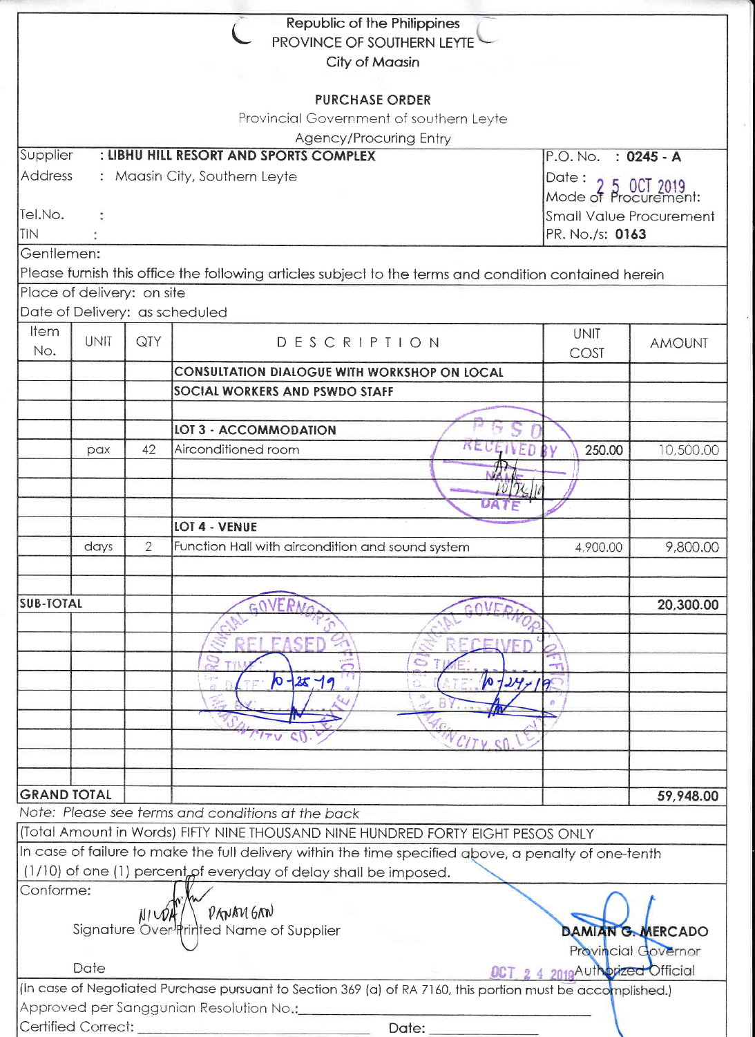Republic of the Philippines
PROVINCE OF SOUTHERN LEYTE
City of Maasin

# PURCHASE ORDER

Provincial Government of southern Leyte
Agency/Procuring Entry

| | | |
|---|---|---|
| Supplier | : **LIBHU HILL RESORT AND SPORTS COMPLEX** | P.O. No. : **0245 - A** |
| Address | : Maasin City, Southern Leyte | Date : 25 OCT 2019<br>Mode of Procurement:<br>Small Value Procurement |
| Tel.No. | : | |
| TIN | : | PR. No./s: **0163** |

Gentlemen:

Please furnish this office the following articles subject to the terms and condition contained herein

Place of delivery: on site

Date of Delivery: as scheduled

| Item No. | UNIT | QTY | DESCRIPTION | UNIT COST | AMOUNT |
|---|---|---|---|---|---|
| | | | **CONSULTATION DIALOGUE WITH WORKSHOP ON LOCAL** | | |
| | | | **SOCIAL WORKERS AND PSWDO STAFF** | | |
| | | | | | |
| | | | **LOT 3 - ACCOMMODATION** | | |
| | pax | 42 | Airconditioned room | 250.00 | 10,500.00 |
| | | | | | |
| | | | | | |
| | | | **LOT 4 - VENUE** | | |
| | days | 2 | Function Hall with aircondition and sound system | 4,900.00 | 9,800.00 |
| **SUB-TOTAL** | | | | | **20,300.00** |
| **GRAND TOTAL** | | | | | **59,948.00** |

PGSO RECEIVED BY NAME DATE 10/25/19

PROVINCIAL GOVERNOR'S OFFICE RELEASED TIME: DATE: 10-25-19 BY: MAASIN CITY, SO. LEYTE

PROVINCIAL GOVERNOR'S OFFICE RECEIVED TIME: DATE: 10-24-19 BY: MAASIN CITY, SO. LEYTE

*Note: Please see terms and conditions at the back*

(Total Amount in Words) FIFTY NINE THOUSAND NINE HUNDRED FORTY EIGHT PESOS ONLY

In case of failure to make the full delivery within the time specified above, a penalty of one-tenth (1/10) of one (1) percent of everyday of delay shall be imposed.

Conforme:

NILDA PANANGGAN
Signature Over Printed Name of Supplier

Date

**DAMIAN G. MERCADO**
Provincial Governor
Authorized Official
OCT 24 2019

(In case of Negotiated Purchase pursuant to Section 369 (a) of RA 7160, this portion must be accomplished.)

Approved per Sanggunian Resolution No.: ____________________

Certified Correct: ____________________ Date: ____________